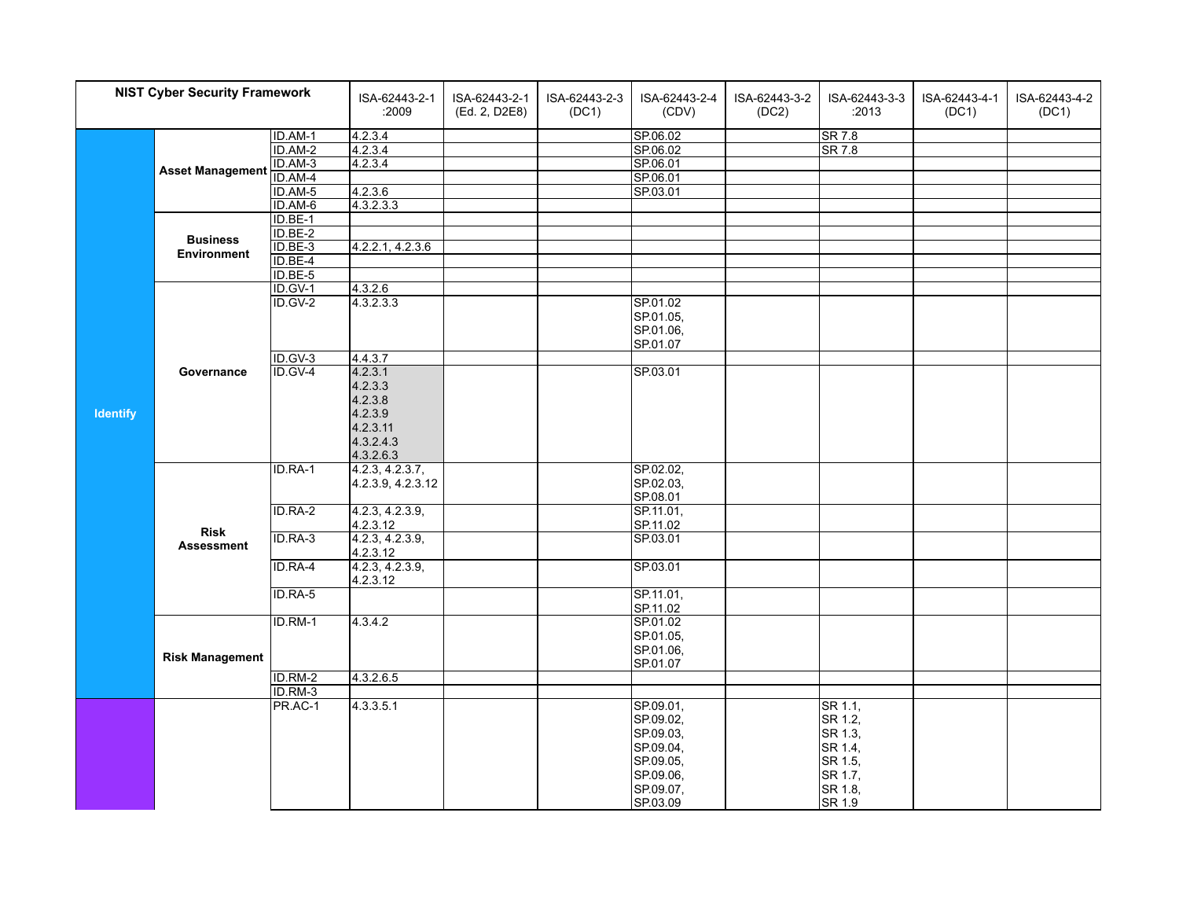| NIST Cyber Security Framework | | | ISA-62443-2-1 :2009 | ISA-62443-2-1 (Ed. 2, D2E8) | ISA-62443-2-3 (DC1) | ISA-62443-2-4 (CDV) | ISA-62443-3-2 (DC2) | ISA-62443-3-3 :2013 | ISA-62443-4-1 (DC1) | ISA-62443-4-2 (DC1) |
|---|---|---|---|---|---|---|---|---|---|---|
| Identify | Asset Management | ID.AM-1 | 4.2.3.4 | | | SP.06.02 | | SR 7.8 | | |
| | | ID.AM-2 | 4.2.3.4 | | | SP.06.02 | | SR 7.8 | | |
| | | ID.AM-3 | 4.2.3.4 | | | SP.06.01 | | | | |
| | | ID.AM-4 | | | | SP.06.01 | | | | |
| | | ID.AM-5 | 4.2.3.6 | | | SP.03.01 | | | | |
| | | ID.AM-6 | 4.3.2.3.3 | | | | | | | |
| | Business Environment | ID.BE-1 | | | | | | | | |
| | | ID.BE-2 | | | | | | | | |
| | | ID.BE-3 | 4.2.2.1, 4.2.3.6 | | | | | | | |
| | | ID.BE-4 | | | | | | | | |
| | | ID.BE-5 | | | | | | | | |
| | Governance | ID.GV-1 | 4.3.2.6 | | | | | | | |
| | | ID.GV-2 | 4.3.2.3.3 | | | SP.01.02 SP.01.05, SP.01.06, SP.01.07 | | | | |
| | | ID.GV-3 | 4.4.3.7 | | | | | | | |
| | | ID.GV-4 | 4.2.3.1 4.2.3.3 4.2.3.8 4.2.3.9 4.2.3.11 4.3.2.4.3 4.3.2.6.3 | | | SP.03.01 | | | | |
| | Risk Assessment | ID.RA-1 | 4.2.3, 4.2.3.7, 4.2.3.9, 4.2.3.12 | | | SP.02.02, SP.02.03, SP.08.01 | | | | |
| | | ID.RA-2 | 4.2.3, 4.2.3.9, 4.2.3.12 | | | SP.11.01, SP.11.02 | | | | |
| | | ID.RA-3 | 4.2.3, 4.2.3.9, 4.2.3.12 | | | SP.03.01 | | | | |
| | | ID.RA-4 | 4.2.3, 4.2.3.9, 4.2.3.12 | | | SP.03.01 | | | | |
| | | ID.RA-5 | | | | SP.11.01, SP.11.02 | | | | |
| | Risk Management | ID.RM-1 | 4.3.4.2 | | | SP.01.02 SP.01.05, SP.01.06, SP.01.07 | | | | |
| | | ID.RM-2 | 4.3.2.6.5 | | | | | | | |
| | | ID.RM-3 | | | | | | | | |
| | | PR.AC-1 | 4.3.3.5.1 | | | SP.09.01, SP.09.02, SP.09.03, SP.09.04, SP.09.05, SP.09.06, SP.09.07, SP.03.09 | | SR 1.1, SR 1.2, SR 1.3, SR 1.4, SR 1.5, SR 1.7, SR 1.8, SR 1.9 | | |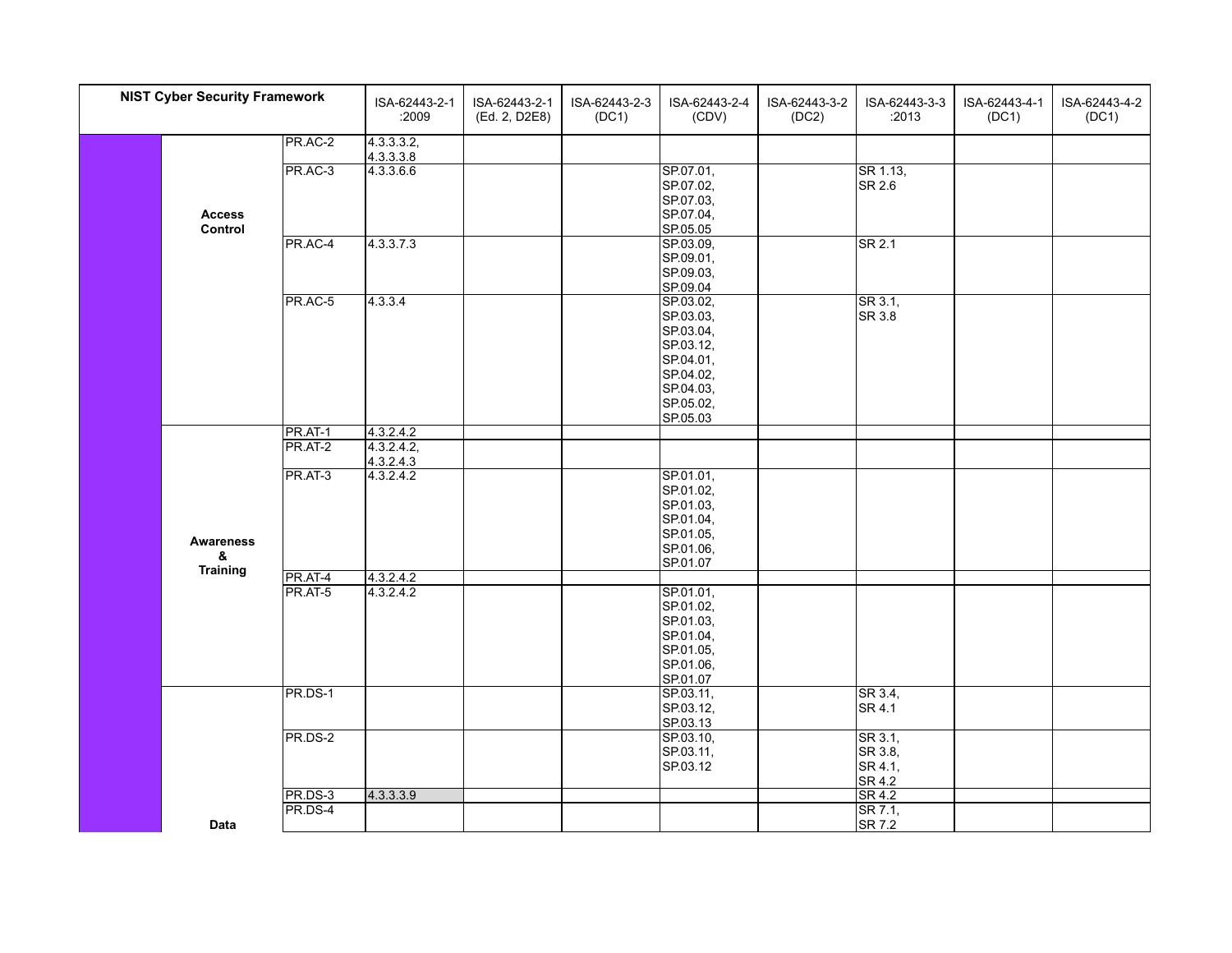| NIST Cyber Security Framework | | | ISA-62443-2-1 :2009 | ISA-62443-2-1 (Ed. 2, D2E8) | ISA-62443-2-3 (DC1) | ISA-62443-2-4 (CDV) | ISA-62443-3-2 (DC2) | ISA-62443-3-3 :2013 | ISA-62443-4-1 (DC1) | ISA-62443-4-2 (DC1) |
|---|---|---|---|---|---|---|---|---|---|---|
| | Access Control | PR.AC-2 | 4.3.3.3.2, 4.3.3.3.8 | | | | | | | |
| | | PR.AC-3 | 4.3.3.6.6 | | | SP.07.01, SP.07.02, SP.07.03, SP.07.04, SP.05.05 | | SR 1.13, SR 2.6 | | |
| | | PR.AC-4 | 4.3.3.7.3 | | | SP.03.09, SP.09.01, SP.09.03, SP.09.04 | | SR 2.1 | | |
| | | PR.AC-5 | 4.3.3.4 | | | SP.03.02, SP.03.03, SP.03.04, SP.03.12, SP.04.01, SP.04.02, SP.04.03, SP.05.02, SP.05.03 | | SR 3.1, SR 3.8 | | |
| | Awareness & Training | PR.AT-1 | 4.3.2.4.2 | | | | | | | |
| | | PR.AT-2 | 4.3.2.4.2, 4.3.2.4.3 | | | | | | | |
| | | PR.AT-3 | 4.3.2.4.2 | | | SP.01.01, SP.01.02, SP.01.03, SP.01.04, SP.01.05, SP.01.06, SP.01.07 | | | | |
| | | PR.AT-4 | 4.3.2.4.2 | | | | | | | |
| | | PR.AT-5 | 4.3.2.4.2 | | | SP.01.01, SP.01.02, SP.01.03, SP.01.04, SP.01.05, SP.01.06, SP.01.07 | | | | |
| | Data | PR.DS-1 | | | | SP.03.11, SP.03.12, SP.03.13 | | SR 3.4, SR 4.1 | | |
| | | PR.DS-2 | | | | SP.03.10, SP.03.11, SP.03.12 | | SR 3.1, SR 3.8, SR 4.1, SR 4.2 | | |
| | | PR.DS-3 | 4.3.3.3.9 | | | | | SR 4.2 | | |
| | | PR.DS-4 | | | | | | SR 7.1, SR 7.2 | | |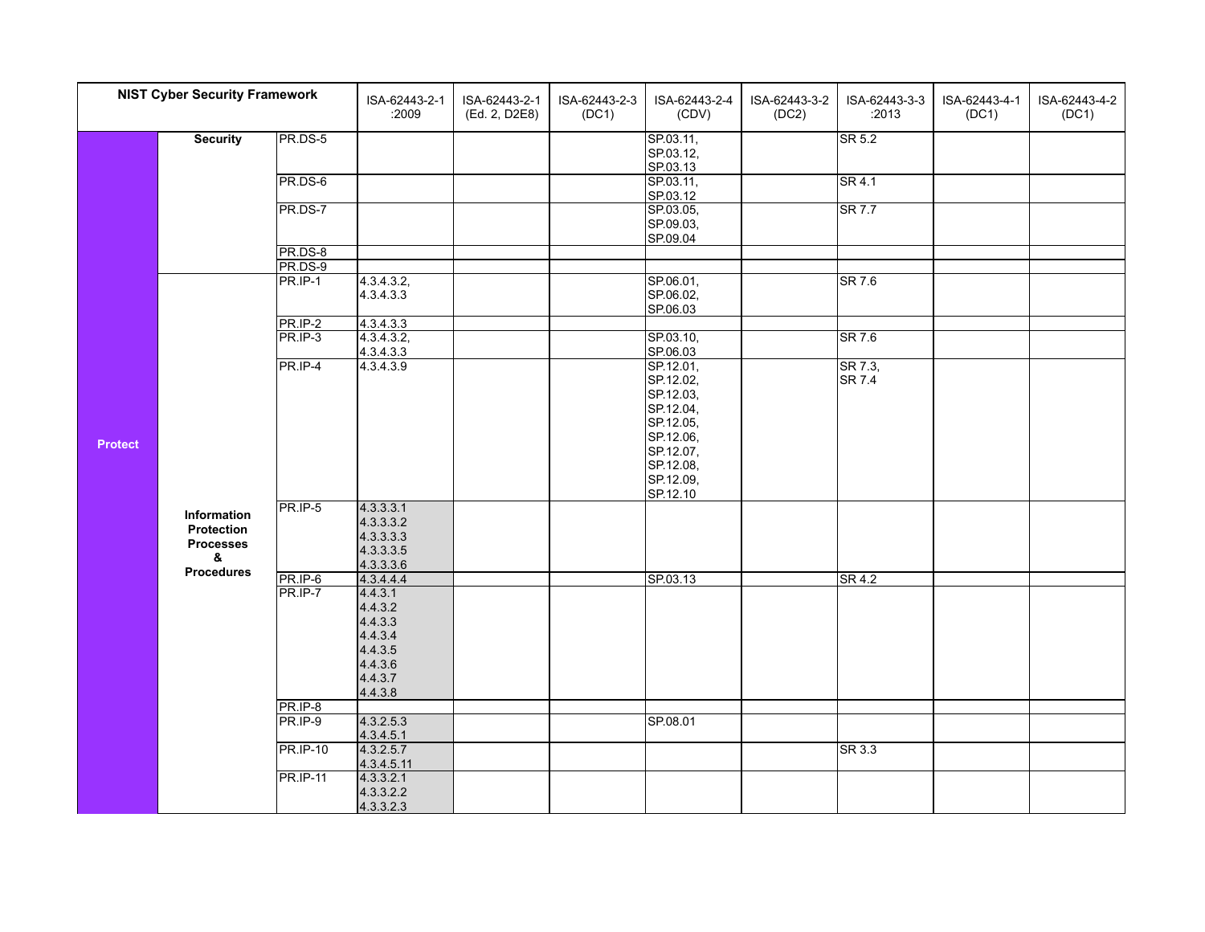| NIST Cyber Security Framework | | | ISA-62443-2-1 :2009 | ISA-62443-2-1 (Ed. 2, D2E8) | ISA-62443-2-3 (DC1) | ISA-62443-2-4 (CDV) | ISA-62443-3-2 (DC2) | ISA-62443-3-3 :2013 | ISA-62443-4-1 (DC1) | ISA-62443-4-2 (DC1) |
|---|---|---|---|---|---|---|---|---|---|---|
| Protect | Security | PR.DS-5 | | | | SP.03.11, SP.03.12, SP.03.13 | | SR 5.2 | | |
| | | PR.DS-6 | | | | SP.03.11, SP.03.12 | | SR 4.1 | | |
| | | PR.DS-7 | | | | SP.03.05, SP.09.03, SP.09.04 | | SR 7.7 | | |
| | | PR.DS-8 | | | | | | | | |
| | | PR.DS-9 | | | | | | | | |
| | Information Protection Processes & Procedures | PR.IP-1 | 4.3.4.3.2, 4.3.4.3.3 | | | SP.06.01, SP.06.02, SP.06.03 | | SR 7.6 | | |
| | | PR.IP-2 | 4.3.4.3.3 | | | | | | | |
| | | PR.IP-3 | 4.3.4.3.2, 4.3.4.3.3 | | | SP.03.10, SP.06.03 | | SR 7.6 | | |
| | | PR.IP-4 | 4.3.4.3.9 | | | SP.12.01, SP.12.02, SP.12.03, SP.12.04, SP.12.05, SP.12.06, SP.12.07, SP.12.08, SP.12.09, SP.12.10 | | SR 7.3, SR 7.4 | | |
| | | PR.IP-5 | 4.3.3.3.1 4.3.3.3.2 4.3.3.3.3 4.3.3.3.5 4.3.3.3.6 | | | | | | | |
| | | PR.IP-6 | 4.3.4.4.4 | | | SP.03.13 | | SR 4.2 | | |
| | | PR.IP-7 | 4.4.3.1 4.4.3.2 4.4.3.3 4.4.3.4 4.4.3.5 4.4.3.6 4.4.3.7 4.4.3.8 | | | | | | | |
| | | PR.IP-8 | | | | | | | | |
| | | PR.IP-9 | 4.3.2.5.3 4.3.4.5.1 | | | SP.08.01 | | | | |
| | | PR.IP-10 | 4.3.2.5.7 4.3.4.5.11 | | | | | SR 3.3 | | |
| | | PR.IP-11 | 4.3.3.2.1 4.3.3.2.2 4.3.3.2.3 | | | | | | | |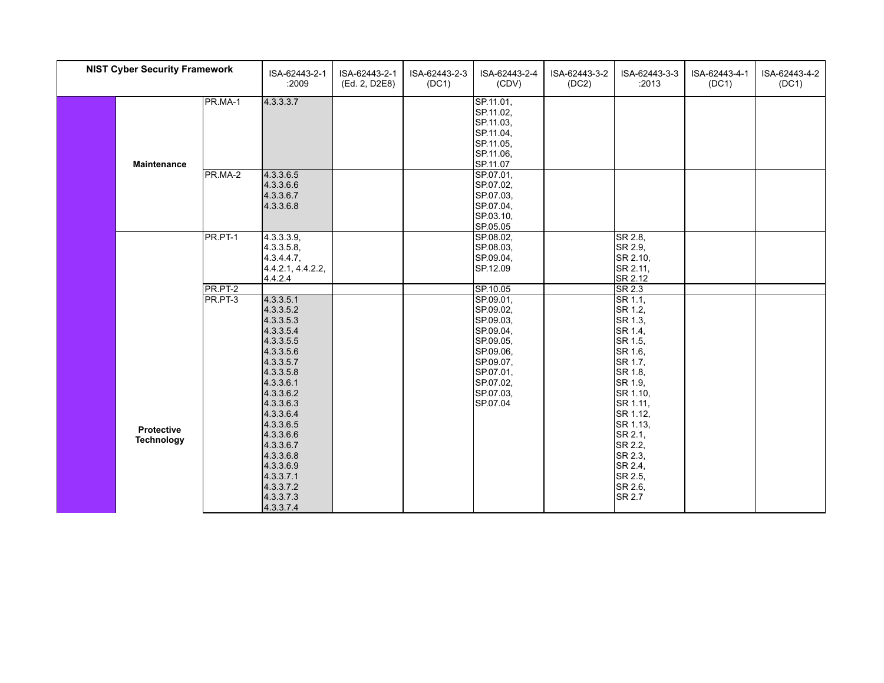| NIST Cyber Security Framework | | | ISA-62443-2-1 :2009 | ISA-62443-2-1 (Ed. 2, D2E8) | ISA-62443-2-3 (DC1) | ISA-62443-2-4 (CDV) | ISA-62443-3-2 (DC2) | ISA-62443-3-3 :2013 | ISA-62443-4-1 (DC1) | ISA-62443-4-2 (DC1) |
|---|---|---|---|---|---|---|---|---|---|---|
| | Maintenance | PR.MA-1 | 4.3.3.3.7 | | | SP.11.01, SP.11.02, SP.11.03, SP.11.04, SP.11.05, SP.11.06, SP.11.07 | | | | |
| | | PR.MA-2 | 4.3.3.6.5 4.3.3.6.6 4.3.3.6.7 4.3.3.6.8 | | | SP.07.01, SP.07.02, SP.07.03, SP.07.04, SP.03.10, SP.05.05 | | | | |
| | Protective Technology | PR.PT-1 | 4.3.3.3.9, 4.3.3.5.8, 4.3.4.4.7, 4.4.2.1, 4.4.2.2, 4.4.2.4 | | | SP.08.02, SP.08.03, SP.09.04, SP.12.09 | | SR 2.8, SR 2.9, SR 2.10, SR 2.11, SR 2.12 | | |
| | | PR.PT-2 | | | | SP.10.05 | | SR 2.3 | | |
| | | PR.PT-3 | 4.3.3.5.1 4.3.3.5.2 4.3.3.5.3 4.3.3.5.4 4.3.3.5.5 4.3.3.5.6 4.3.3.5.7 4.3.3.5.8 4.3.3.6.1 4.3.3.6.2 4.3.3.6.3 4.3.3.6.4 4.3.3.6.5 4.3.3.6.6 4.3.3.6.7 4.3.3.6.8 4.3.3.6.9 4.3.3.7.1 4.3.3.7.2 4.3.3.7.3 4.3.3.7.4 | | | SP.09.01, SP.09.02, SP.09.03, SP.09.04, SP.09.05, SP.09.06, SP.09.07, SP.07.01, SP.07.02, SP.07.03, SP.07.04 | | SR 1.1, SR 1.2, SR 1.3, SR 1.4, SR 1.5, SR 1.6, SR 1.7, SR 1.8, SR 1.9, SR 1.10, SR 1.11, SR 1.12, SR 1.13, SR 2.1, SR 2.2, SR 2.3, SR 2.4, SR 2.5, SR 2.6, SR 2.7 | | |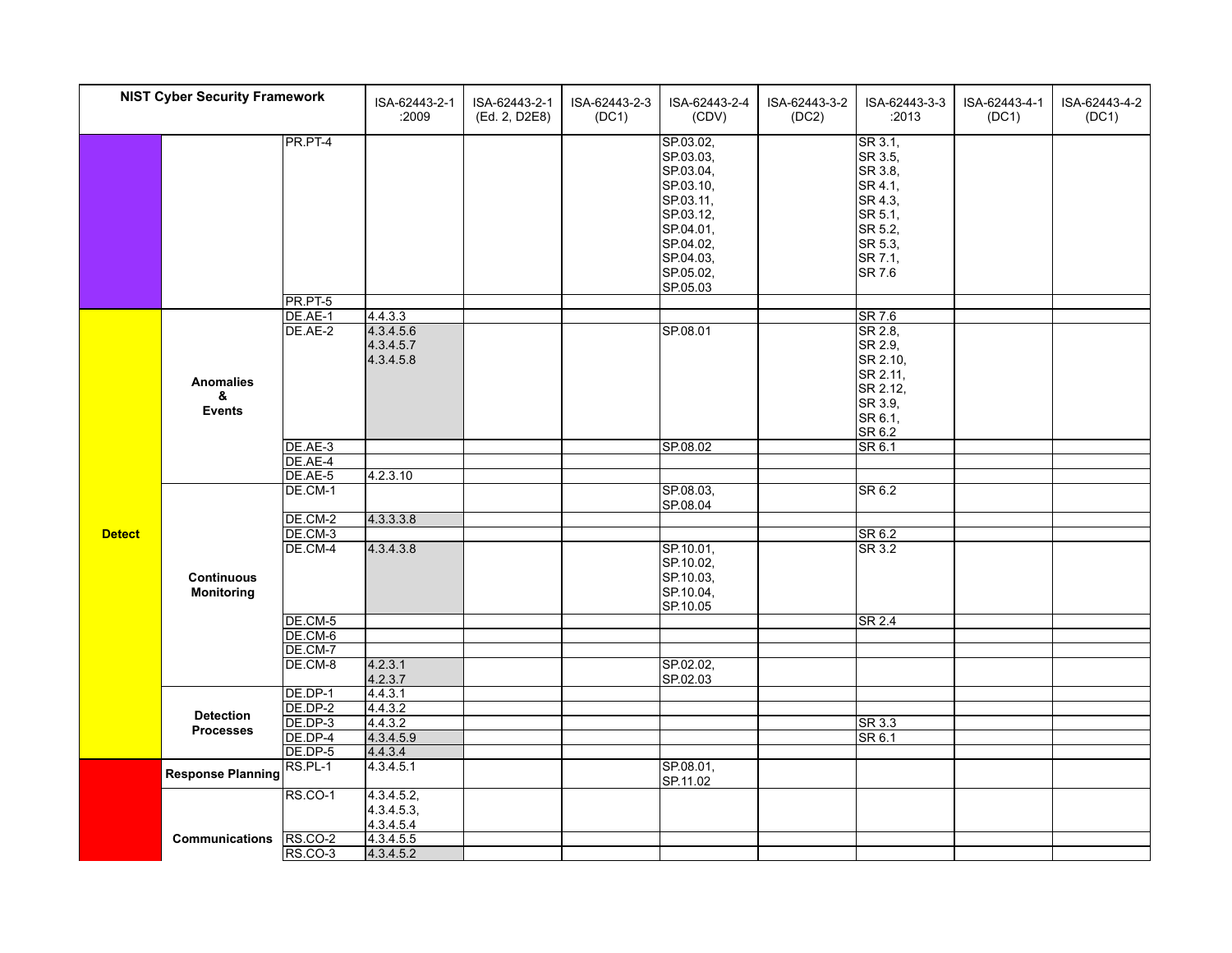| NIST Cyber Security Framework | | | ISA-62443-2-1 :2009 | ISA-62443-2-1 (Ed. 2, D2E8) | ISA-62443-2-3 (DC1) | ISA-62443-2-4 (CDV) | ISA-62443-3-2 (DC2) | ISA-62443-3-3 :2013 | ISA-62443-4-1 (DC1) | ISA-62443-4-2 (DC1) |
|---|---|---|---|---|---|---|---|---|---|---|
| | | PR.PT-4 | | | | SP.03.02, SP.03.03, SP.03.04, SP.03.10, SP.03.11, SP.03.12, SP.04.01, SP.04.02, SP.04.03, SP.05.02, SP.05.03 | | SR 3.1, SR 3.5, SR 3.8, SR 4.1, SR 4.3, SR 5.1, SR 5.2, SR 5.3, SR 7.1, SR 7.6 | | |
| | | PR.PT-5 | | | | | | | | |
| Detect | Anomalies & Events | DE.AE-1 | 4.4.3.3 | | | | | SR 7.6 | | |
| | | DE.AE-2 | 4.3.4.5.6 4.3.4.5.7 4.3.4.5.8 | | | SP.08.01 | | SR 2.8, SR 2.9, SR 2.10, SR 2.11, SR 2.12, SR 3.9, SR 6.1, SR 6.2 | | |
| | | DE.AE-3 | | | | SP.08.02 | | SR 6.1 | | |
| | | DE.AE-4 | | | | | | | | |
| | | DE.AE-5 | 4.2.3.10 | | | | | | | |
| | Continuous Monitoring | DE.CM-1 | | | | SP.08.03, SP.08.04 | | SR 6.2 | | |
| | | DE.CM-2 | 4.3.3.3.8 | | | | | | | |
| | | DE.CM-3 | | | | | | SR 6.2 | | |
| | | DE.CM-4 | 4.3.4.3.8 | | | SP.10.01, SP.10.02, SP.10.03, SP.10.04, SP.10.05 | | SR 3.2 | | |
| | | DE.CM-5 | | | | | | SR 2.4 | | |
| | | DE.CM-6 | | | | | | | | |
| | | DE.CM-7 | | | | | | | | |
| | | DE.CM-8 | 4.2.3.1 4.2.3.7 | | | SP.02.02, SP.02.03 | | | | |
| | Detection Processes | DE.DP-1 | 4.4.3.1 | | | | | | | |
| | | DE.DP-2 | 4.4.3.2 | | | | | | | |
| | | DE.DP-3 | 4.4.3.2 | | | | | SR 3.3 | | |
| | | DE.DP-4 | 4.3.4.5.9 | | | | | SR 6.1 | | |
| | | DE.DP-5 | 4.4.3.4 | | | | | | | |
| | Response Planning | RS.PL-1 | 4.3.4.5.1 | | | SP.08.01, SP.11.02 | | | | |
| | Communications | RS.CO-1 | 4.3.4.5.2, 4.3.4.5.3, 4.3.4.5.4 | | | | | | | |
| | | RS.CO-2 | 4.3.4.5.5 | | | | | | | |
| | | RS.CO-3 | 4.3.4.5.2 | | | | | | | |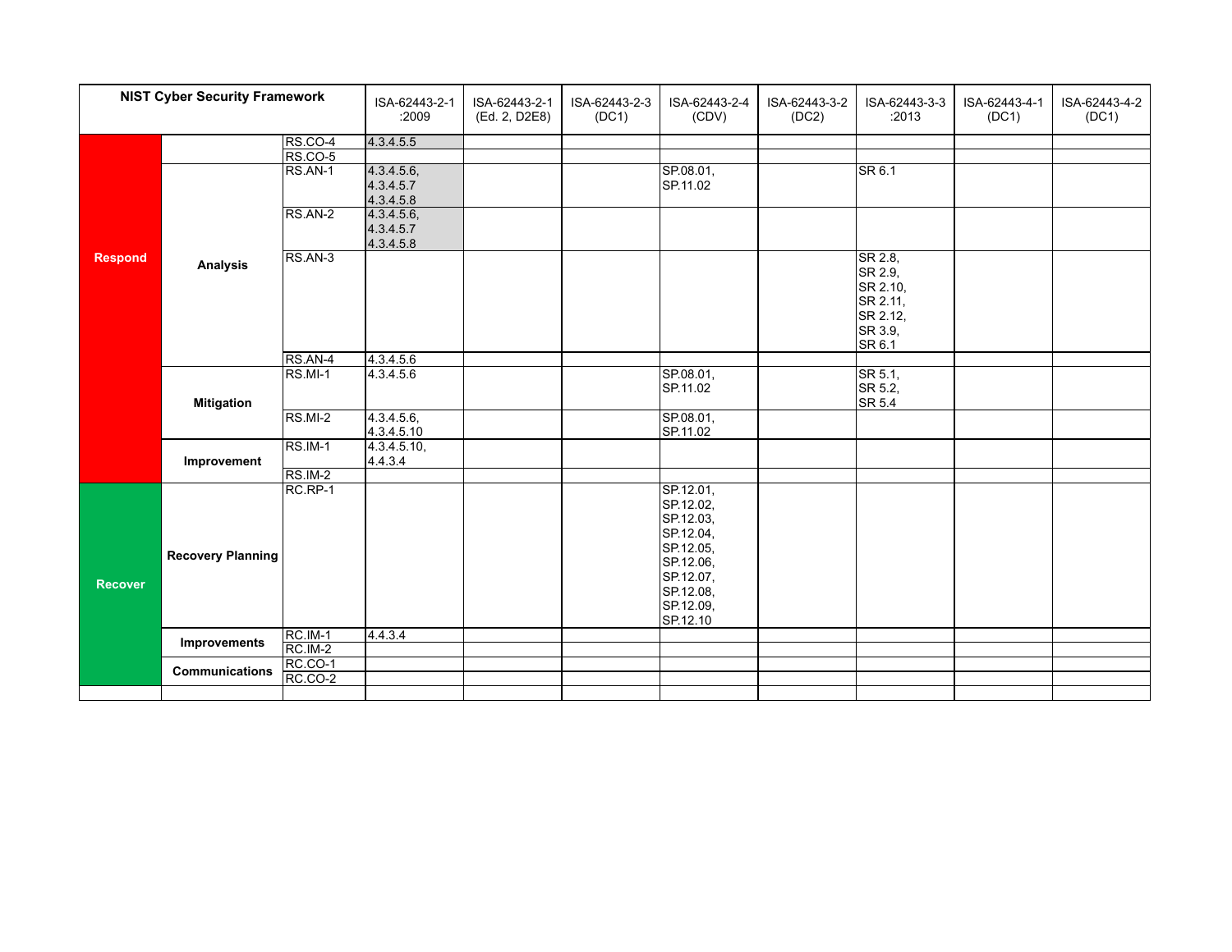| NIST Cyber Security Framework | | | ISA-62443-2-1 :2009 | ISA-62443-2-1 (Ed. 2, D2E8) | ISA-62443-2-3 (DC1) | ISA-62443-2-4 (CDV) | ISA-62443-3-2 (DC2) | ISA-62443-3-3 :2013 | ISA-62443-4-1 (DC1) | ISA-62443-4-2 (DC1) |
|---|---|---|---|---|---|---|---|---|---|---|
| Respond | | RS.CO-4 | 4.3.4.5.5 | | | | | | | |
| | | RS.CO-5 | | | | | | | | |
| | Analysis | RS.AN-1 | 4.3.4.5.6, 4.3.4.5.7 4.3.4.5.8 | | | SP.08.01, SP.11.02 | | SR 6.1 | | |
| | | RS.AN-2 | 4.3.4.5.6, 4.3.4.5.7 4.3.4.5.8 | | | | | | | |
| | | RS.AN-3 | | | | | | SR 2.8, SR 2.9, SR 2.10, SR 2.11, SR 2.12, SR 3.9, SR 6.1 | | |
| | | RS.AN-4 | 4.3.4.5.6 | | | | | | | |
| | Mitigation | RS.MI-1 | 4.3.4.5.6 | | | SP.08.01, SP.11.02 | | SR 5.1, SR 5.2, SR 5.4 | | |
| | | RS.MI-2 | 4.3.4.5.6, 4.3.4.5.10 | | | SP.08.01, SP.11.02 | | | | |
| | Improvement | RS.IM-1 | 4.3.4.5.10, 4.4.3.4 | | | | | | | |
| | | RS.IM-2 | | | | | | | | |
| Recover | Recovery Planning | RC.RP-1 | | | | SP.12.01, SP.12.02, SP.12.03, SP.12.04, SP.12.05, SP.12.06, SP.12.07, SP.12.08, SP.12.09, SP.12.10 | | | | |
| | Improvements | RC.IM-1 | 4.4.3.4 | | | | | | | |
| | | RC.IM-2 | | | | | | | | |
| | Communications | RC.CO-1 | | | | | | | | |
| | | RC.CO-2 | | | | | | | | |
| | | | | | | | | | | |